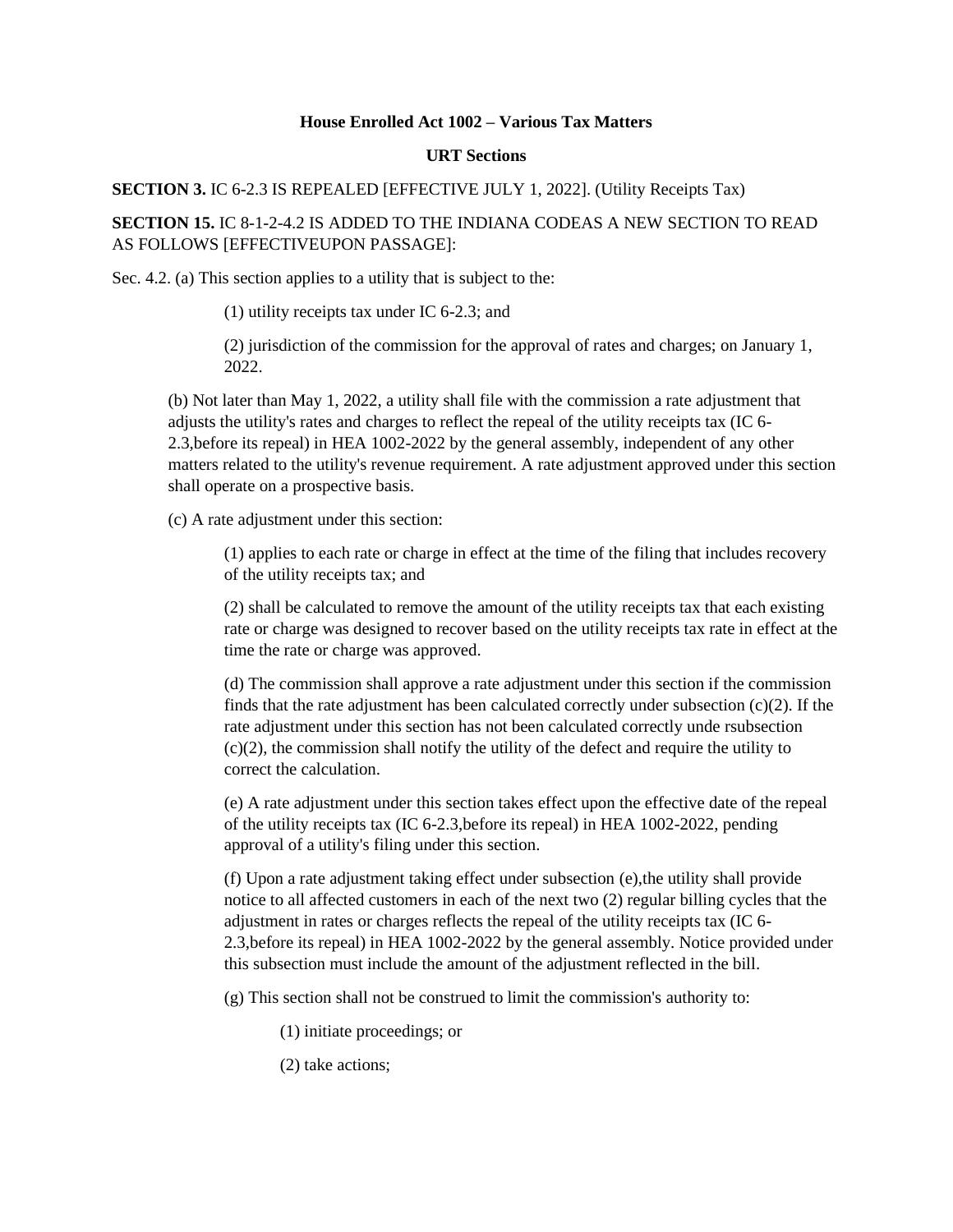**House Enrolled Act 1002 – Various Tax Matters**

**URT Sections**

**SECTION 3.** IC 6-2.3 IS REPEALED [EFFECTIVE JULY 1, 2022]. (Utility Receipts Tax)

**SECTION 15.** IC 8-1-2-4.2 IS ADDED TO THE INDIANA CODEAS A NEW SECTION TO READ AS FOLLOWS [EFFECTIVEUPON PASSAGE]:

Sec. 4.2. (a) This section applies to a utility that is subject to the:

(1) utility receipts tax under IC 6-2.3; and

(2) jurisdiction of the commission for the approval of rates and charges; on January 1, 2022.

(b) Not later than May 1, 2022, a utility shall file with the commission a rate adjustment that adjusts the utility's rates and charges to reflect the repeal of the utility receipts tax (IC 6-2.3,before its repeal) in HEA 1002-2022 by the general assembly, independent of any other matters related to the utility's revenue requirement. A rate adjustment approved under this section shall operate on a prospective basis.

(c) A rate adjustment under this section:

(1) applies to each rate or charge in effect at the time of the filing that includes recovery of the utility receipts tax; and

(2) shall be calculated to remove the amount of the utility receipts tax that each existing rate or charge was designed to recover based on the utility receipts tax rate in effect at the time the rate or charge was approved.

(d) The commission shall approve a rate adjustment under this section if the commission finds that the rate adjustment has been calculated correctly under subsection (c)(2). If the rate adjustment under this section has not been calculated correctly unde rsubsection (c)(2), the commission shall notify the utility of the defect and require the utility to correct the calculation.

(e) A rate adjustment under this section takes effect upon the effective date of the repeal of the utility receipts tax (IC 6-2.3,before its repeal) in HEA 1002-2022, pending approval of a utility's filing under this section.

(f) Upon a rate adjustment taking effect under subsection (e),the utility shall provide notice to all affected customers in each of the next two (2) regular billing cycles that the adjustment in rates or charges reflects the repeal of the utility receipts tax (IC 6-2.3,before its repeal) in HEA 1002-2022 by the general assembly. Notice provided under this subsection must include the amount of the adjustment reflected in the bill.

(g) This section shall not be construed to limit the commission's authority to:

(1) initiate proceedings; or

(2) take actions;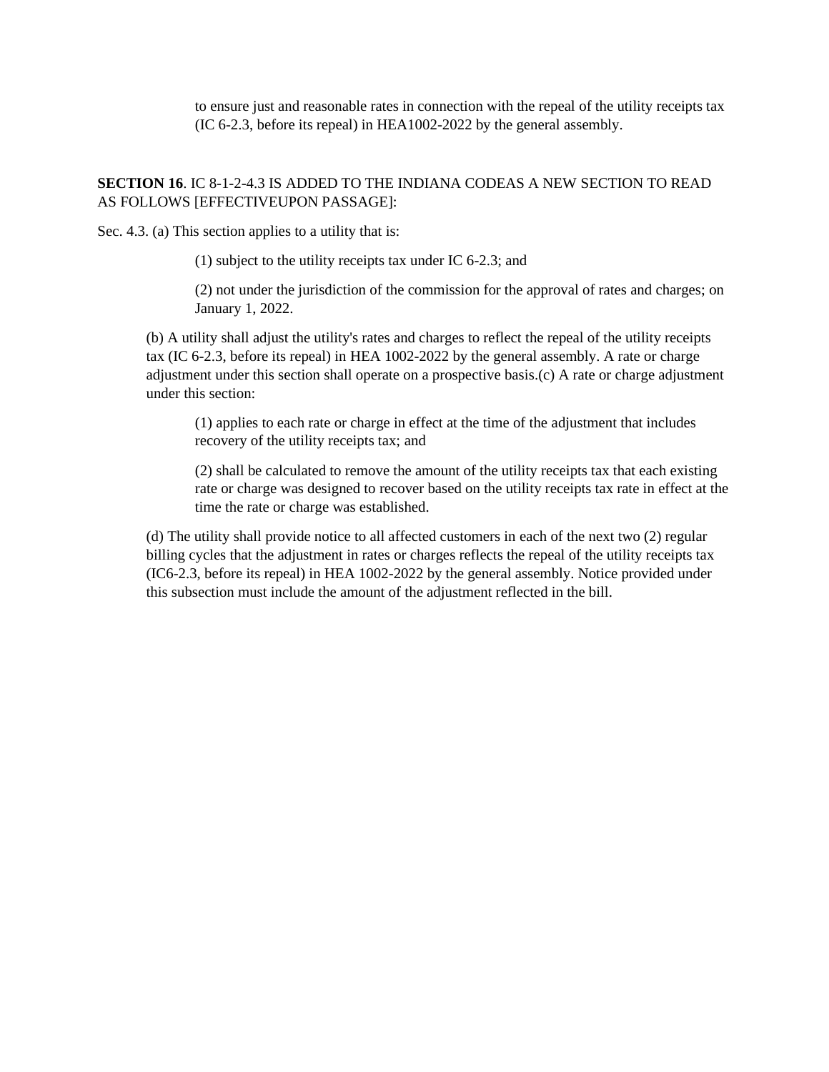to ensure just and reasonable rates in connection with the repeal of the utility receipts tax (IC 6-2.3, before its repeal) in HEA1002-2022 by the general assembly.

**SECTION 16**. IC 8-1-2-4.3 IS ADDED TO THE INDIANA CODEAS A NEW SECTION TO READ AS FOLLOWS [EFFECTIVEUPON PASSAGE]:

Sec. 4.3. (a) This section applies to a utility that is:

(1) subject to the utility receipts tax under IC 6-2.3; and

(2) not under the jurisdiction of the commission for the approval of rates and charges; on January 1, 2022.

(b) A utility shall adjust the utility's rates and charges to reflect the repeal of the utility receipts tax (IC 6-2.3, before its repeal) in HEA 1002-2022 by the general assembly. A rate or charge adjustment under this section shall operate on a prospective basis.(c) A rate or charge adjustment under this section:

(1) applies to each rate or charge in effect at the time of the adjustment that includes recovery of the utility receipts tax; and

(2) shall be calculated to remove the amount of the utility receipts tax that each existing rate or charge was designed to recover based on the utility receipts tax rate in effect at the time the rate or charge was established.

(d) The utility shall provide notice to all affected customers in each of the next two (2) regular billing cycles that the adjustment in rates or charges reflects the repeal of the utility receipts tax (IC6-2.3, before its repeal) in HEA 1002-2022 by the general assembly. Notice provided under this subsection must include the amount of the adjustment reflected in the bill.